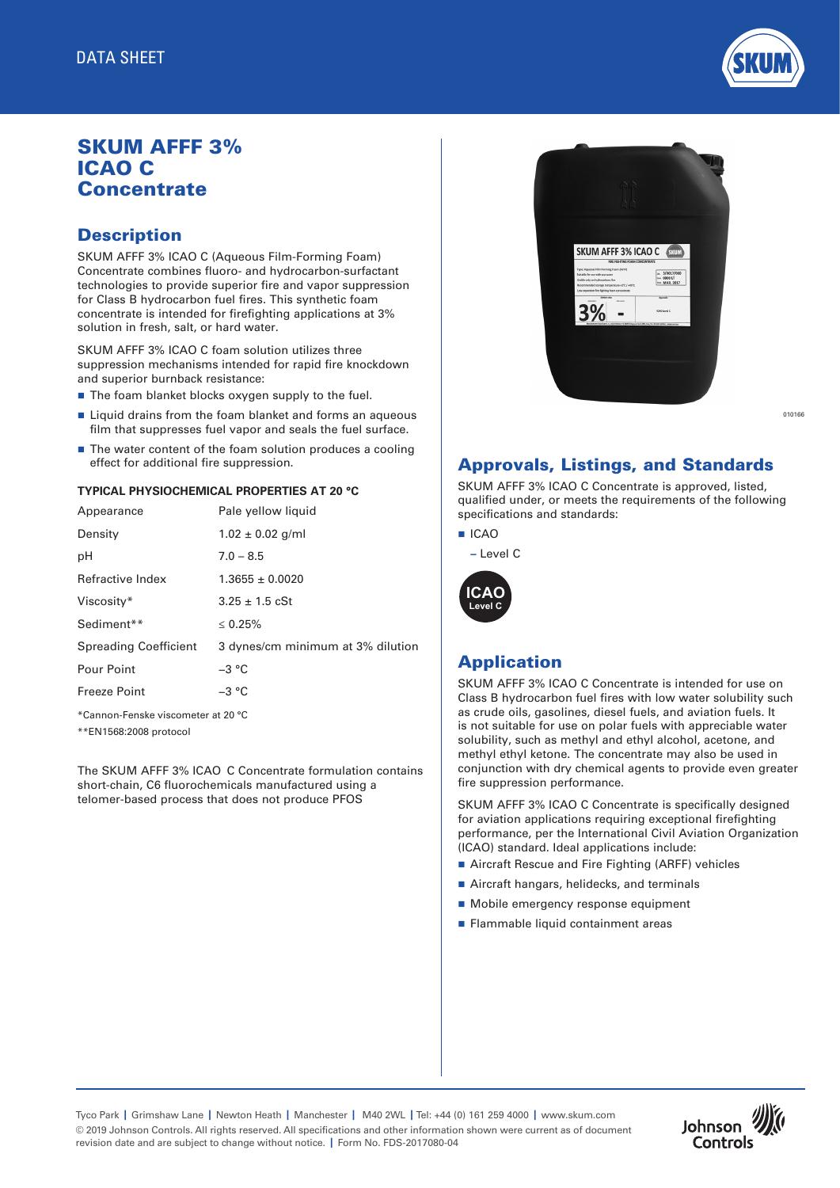DATA SHEET

# SKUM AFFF 3% ICAO C Concentrate

## Description

SKUM AFFF 3% ICAO C (Aqueous Film-Forming Foam) Concentrate combines fluoro- and hydrocarbon-surfactant technologies to provide superior fire and vapor suppression for Class B hydrocarbon fuel fires. This synthetic foam concentrate is intended for firefighting applications at 3% solution in fresh, salt, or hard water.

SKUM AFFF 3% ICAO C foam solution utilizes three suppression mechanisms intended for rapid fire knockdown and superior burnback resistance:

- The foam blanket blocks oxygen supply to the fuel.
- Liquid drains from the foam blanket and forms an aqueous film that suppresses fuel vapor and seals the fuel surface.
- The water content of the foam solution produces a cooling effect for additional fire suppression.

**TYPICAL PHYSIOCHEMICAL PROPERTIES AT 20 °C**

| Property | Value |
|---|---|
| Appearance | Pale yellow liquid |
| Density | 1.02 ± 0.02 g/ml |
| pH | 7.0 – 8.5 |
| Refractive Index | 1.3655 ± 0.0020 |
| Viscosity* | 3.25 ± 1.5 cSt |
| Sediment** | ≤ 0.25% |
| Spreading Coefficient | 3 dynes/cm minimum at 3% dilution |
| Pour Point | –3 °C |
| Freeze Point | –3 °C |

*Cannon-Fenske viscometer at 20 °C

**EN1568:2008 protocol

The SKUM AFFF 3% ICAO C Concentrate formulation contains short-chain, C6 fluorochemicals manufactured using a telomer-based process that does not produce PFOS

010166

## Approvals, Listings, and Standards

SKUM AFFF 3% ICAO C Concentrate is approved, listed, qualified under, or meets the requirements of the following specifications and standards:

- ICAO
  - Level C

ICAO Level C

## Application

SKUM AFFF 3% ICAO C Concentrate is intended for use on Class B hydrocarbon fuel fires with low water solubility such as crude oils, gasolines, diesel fuels, and aviation fuels. It is not suitable for use on polar fuels with appreciable water solubility, such as methyl and ethyl alcohol, acetone, and methyl ethyl ketone. The concentrate may also be used in conjunction with dry chemical agents to provide even greater fire suppression performance.

SKUM AFFF 3% ICAO C Concentrate is specifically designed for aviation applications requiring exceptional firefighting performance, per the International Civil Aviation Organization (ICAO) standard. Ideal applications include:

- Aircraft Rescue and Fire Fighting (ARFF) vehicles
- Aircraft hangars, helidecks, and terminals
- Mobile emergency response equipment
- Flammable liquid containment areas

Tyco Park | Grimshaw Lane | Newton Heath | Manchester | M40 2WL | Tel: +44 (0) 161 259 4000 | www.skum.com

© 2019 Johnson Controls. All rights reserved. All specifications and other information shown were current as of document revision date and are subject to change without notice. | Form No. FDS-2017080-04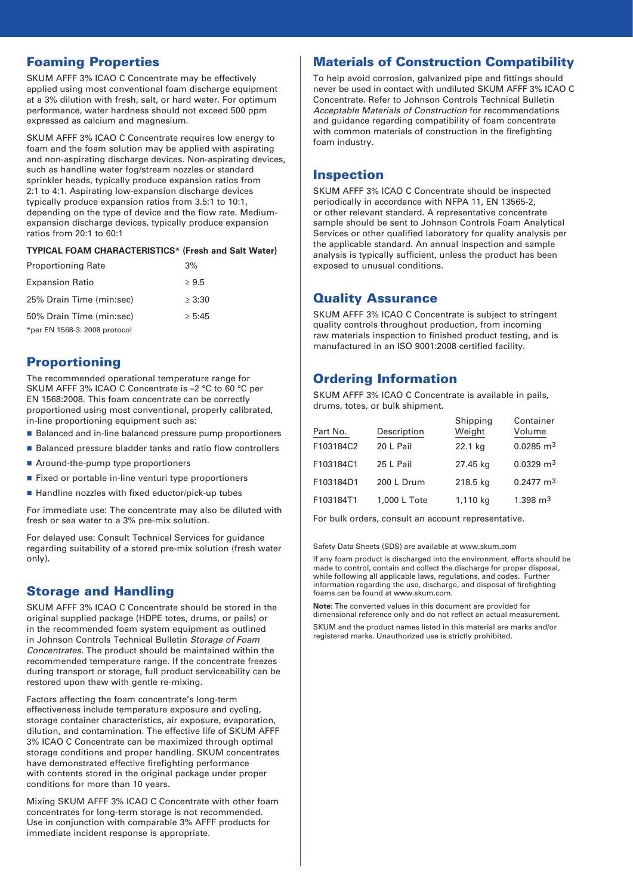## Foaming Properties

SKUM AFFF 3% ICAO C Concentrate may be effectively applied using most conventional foam discharge equipment at a 3% dilution with fresh, salt, or hard water. For optimum performance, water hardness should not exceed 500 ppm expressed as calcium and magnesium.

SKUM AFFF 3% ICAO C Concentrate requires low energy to foam and the foam solution may be applied with aspirating and non-aspirating discharge devices. Non-aspirating devices, such as handline water fog/stream nozzles or standard sprinkler heads, typically produce expansion ratios from 2:1 to 4:1. Aspirating low-expansion discharge devices typically produce expansion ratios from 3.5:1 to 10:1, depending on the type of device and the flow rate. Medium-expansion discharge devices, typically produce expansion ratios from 20:1 to 60:1

**TYPICAL FOAM CHARACTERISTICS* (Fresh and Salt Water)**

| | |
|---|---|
| Proportioning Rate | 3% |
| Expansion Ratio | ≥ 9.5 |
| 25% Drain Time (min:sec) | ≥ 3:30 |
| 50% Drain Time (min:sec) | ≥ 5:45 |

*per EN 1568-3: 2008 protocol

## Proportioning

The recommended operational temperature range for SKUM AFFF 3% ICAO C Concentrate is –2 °C to 60 °C per EN 1568:2008. This foam concentrate can be correctly proportioned using most conventional, properly calibrated, in-line proportioning equipment such as:

- Balanced and in-line balanced pressure pump proportioners
- Balanced pressure bladder tanks and ratio flow controllers
- Around-the-pump type proportioners
- Fixed or portable in-line venturi type proportioners
- Handline nozzles with fixed eductor/pick-up tubes

For immediate use: The concentrate may also be diluted with fresh or sea water to a 3% pre-mix solution.

For delayed use: Consult Technical Services for guidance regarding suitability of a stored pre-mix solution (fresh water only).

## Storage and Handling

SKUM AFFF 3% ICAO C Concentrate should be stored in the original supplied package (HDPE totes, drums, or pails) or in the recommended foam system equipment as outlined in Johnson Controls Technical Bulletin *Storage of Foam Concentrates*. The product should be maintained within the recommended temperature range. If the concentrate freezes during transport or storage, full product serviceability can be restored upon thaw with gentle re-mixing.

Factors affecting the foam concentrate's long-term effectiveness include temperature exposure and cycling, storage container characteristics, air exposure, evaporation, dilution, and contamination. The effective life of SKUM AFFF 3% ICAO C Concentrate can be maximized through optimal storage conditions and proper handling. SKUM concentrates have demonstrated effective firefighting performance with contents stored in the original package under proper conditions for more than 10 years.

Mixing SKUM AFFF 3% ICAO C Concentrate with other foam concentrates for long-term storage is not recommended. Use in conjunction with comparable 3% AFFF products for immediate incident response is appropriate.

## Materials of Construction Compatibility

To help avoid corrosion, galvanized pipe and fittings should never be used in contact with undiluted SKUM AFFF 3% ICAO C Concentrate. Refer to Johnson Controls Technical Bulletin *Acceptable Materials of Construction* for recommendations and guidance regarding compatibility of foam concentrate with common materials of construction in the firefighting foam industry.

## Inspection

SKUM AFFF 3% ICAO C Concentrate should be inspected periodically in accordance with NFPA 11, EN 13565-2, or other relevant standard. A representative concentrate sample should be sent to Johnson Controls Foam Analytical Services or other qualified laboratory for quality analysis per the applicable standard. An annual inspection and sample analysis is typically sufficient, unless the product has been exposed to unusual conditions.

## Quality Assurance

SKUM AFFF 3% ICAO C Concentrate is subject to stringent quality controls throughout production, from incoming raw materials inspection to finished product testing, and is manufactured in an ISO 9001:2008 certified facility.

## Ordering Information

SKUM AFFF 3% ICAO C Concentrate is available in pails, drums, totes, or bulk shipment.

| Part No. | Description | Shipping Weight | Container Volume |
|---|---|---|---|
| F103184C2 | 20 L Pail | 22.1 kg | 0.0285 m$^3$ |
| F103184C1 | 25 L Pail | 27.45 kg | 0.0329 m$^3$ |
| F103184D1 | 200 L Drum | 218.5 kg | 0.2477 m$^3$ |
| F103184T1 | 1,000 L Tote | 1,110 kg | 1.398 m$^3$ |

For bulk orders, consult an account representative.

Safety Data Sheets (SDS) are available at www.skum.com

If any foam product is discharged into the environment, efforts should be made to control, contain and collect the discharge for proper disposal, while following all applicable laws, regulations, and codes. Further information regarding the use, discharge, and disposal of firefighting foams can be found at www.skum.com.

**Note:** The converted values in this document are provided for dimensional reference only and do not reflect an actual measurement.

SKUM and the product names listed in this material are marks and/or registered marks. Unauthorized use is strictly prohibited.